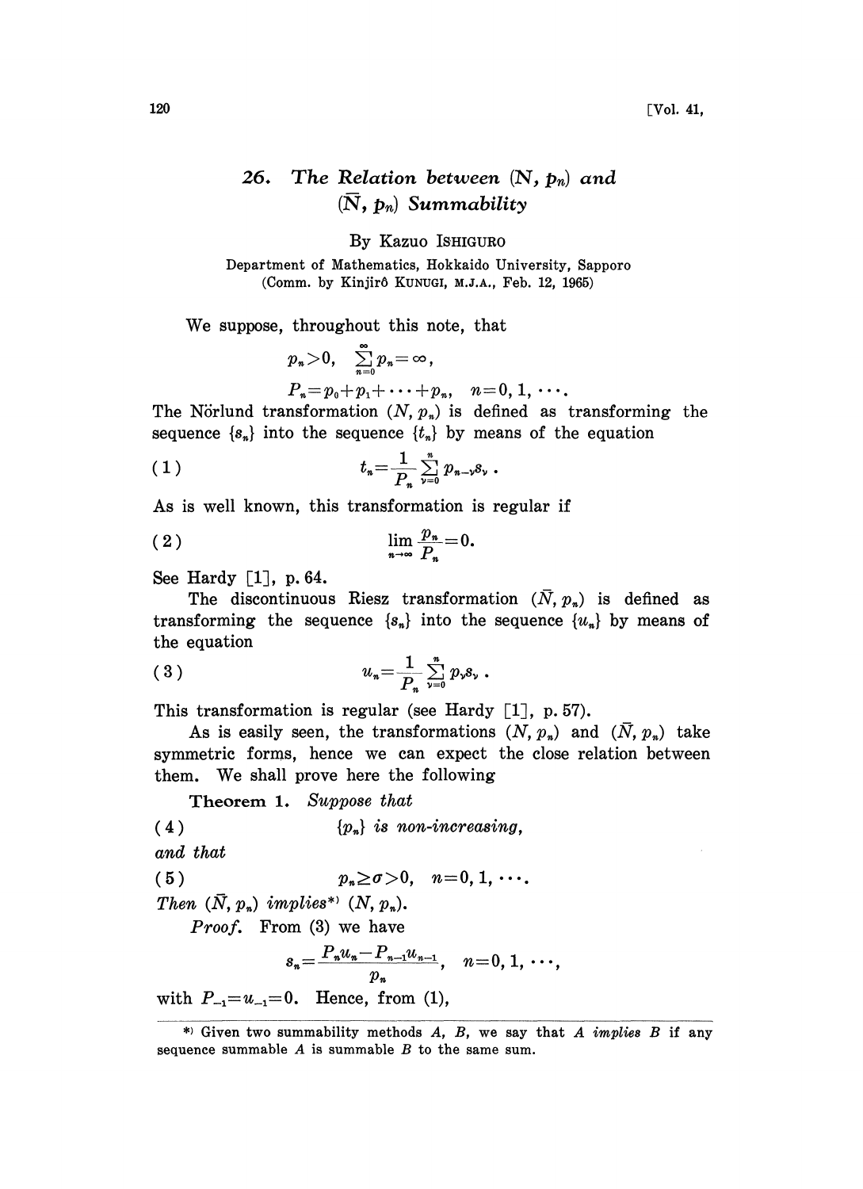# 26. The Relation between $(N, p_n)$ and $(\bar{N}, p_n)$ Summability

By Kazuo ISHIGURO

Department of Mathematics, Hokkaido University, Sapporo
(Comm. by Kinjirô KUNUGI, M.J.A., Feb. 12, 1965)

We suppose, throughout this note, that

$$p_n > 0, \quad \sum_{n=0}^{\infty} p_n = \infty,$$

$$P_n = p_0 + p_1 + \cdots + p_n, \quad n = 0, 1, \cdots.$$

The Nörlund transformation $(N, p_n)$ is defined as transforming the sequence $\{s_n\}$ into the sequence $\{t_n\}$ by means of the equation

$$t_n = \frac{1}{P_n} \sum_{\nu=0}^{n} p_{n-\nu} s_\nu \, . \tag{1}$$

As is well known, this transformation is regular if

$$\lim_{n\to\infty} \frac{p_n}{P_n} = 0. \tag{2}$$

See Hardy [1], p. 64.

The discontinuous Riesz transformation $(\bar{N}, p_n)$ is defined as transforming the sequence $\{s_n\}$ into the sequence $\{u_n\}$ by means of the equation

$$u_n = \frac{1}{P_n} \sum_{\nu=0}^{n} p_\nu s_\nu \, . \tag{3}$$

This transformation is regular (see Hardy [1], p. 57).

As is easily seen, the transformations $(N, p_n)$ and $(\bar{N}, p_n)$ take symmetric forms, hence we can expect the close relation between them. We shall prove here the following

**Theorem 1.** *Suppose that*

$$\{p_n\} \text{ is non-increasing,} \tag{4}$$

*and that*

$$p_n \geq \sigma > 0, \quad n = 0, 1, \cdots. \tag{5}$$

*Then* $(\bar{N}, p_n)$ *implies*[\*] $(N, p_n)$.

*Proof.* From (3) we have

$$s_n = \frac{P_n u_n - P_{n-1} u_{n-1}}{p_n}, \quad n = 0, 1, \cdots,$$

with $P_{-1} = u_{-1} = 0$. Hence, from (1),

---

\*) Given two summability methods $A$, $B$, we say that $A$ *implies* $B$ if any sequence summable $A$ is summable $B$ to the same sum.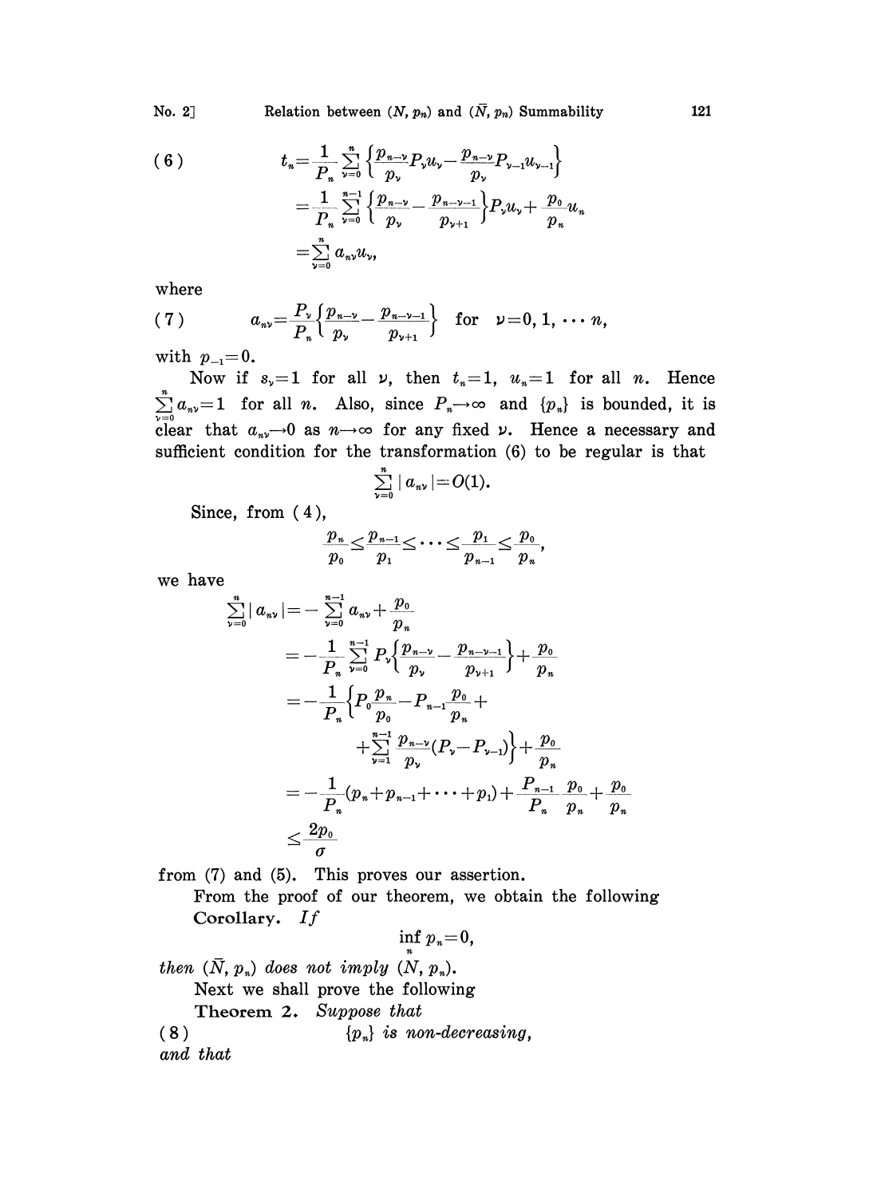$$
(6) \qquad \begin{aligned}
t_n &= \frac{1}{P_n} \sum_{\nu=0}^{n} \left\{ \frac{p_{n-\nu}}{p_\nu} P_\nu u_\nu - \frac{p_{n-\nu}}{p_\nu} P_{\nu-1} u_{\nu-1} \right\} \\
&= \frac{1}{P_n} \sum_{\nu=0}^{n-1} \left\{ \frac{p_{n-\nu}}{p_\nu} - \frac{p_{n-\nu-1}}{p_{\nu+1}} \right\} P_\nu u_\nu + \frac{p_0}{p_n} u_n \\
&= \sum_{\nu=0}^{n} a_{n\nu} u_\nu,
\end{aligned}
$$

where

$$
(7) \qquad a_{n\nu} = \frac{P_\nu}{P_n} \left\{ \frac{p_{n-\nu}}{p_\nu} - \frac{p_{n-\nu-1}}{p_{\nu+1}} \right\} \quad \text{for} \quad \nu = 0, 1, \cdots n,
$$

with $p_{-1} = 0$.

Now if $s_\nu = 1$ for all $\nu$, then $t_n = 1$, $u_n = 1$ for all $n$. Hence $\sum_{\nu=0}^{n} a_{n\nu} = 1$ for all $n$. Also, since $P_n \to \infty$ and $\{p_n\}$ is bounded, it is clear that $a_{n\nu} \to 0$ as $n \to \infty$ for any fixed $\nu$. Hence a necessary and sufficient condition for the transformation (6) to be regular is that

$$
\sum_{\nu=0}^{n} |a_{n\nu}| = O(1).
$$

Since, from (4),

$$
\frac{p_n}{p_0} \leq \frac{p_{n-1}}{p_1} \leq \cdots \leq \frac{p_1}{p_{n-1}} \leq \frac{p_0}{p_n},
$$

we have

$$
\begin{aligned}
\sum_{\nu=0}^{n} |a_{n\nu}| &= -\sum_{\nu=0}^{n-1} a_{n\nu} + \frac{p_0}{p_n} \\
&= -\frac{1}{P_n} \sum_{\nu=0}^{n-1} P_\nu \left\{ \frac{p_{n-\nu}}{p_\nu} - \frac{p_{n-\nu-1}}{p_{\nu+1}} \right\} + \frac{p_0}{p_n} \\
&= -\frac{1}{P_n} \left\{ P_0 \frac{p_n}{p_0} - P_{n-1} \frac{p_0}{p_n} + \right. \\
&\qquad \left. + \sum_{\nu=1}^{n-1} \frac{p_{n-\nu}}{p_\nu} (P_\nu - P_{\nu-1}) \right\} + \frac{p_0}{p_n} \\
&= -\frac{1}{P_n} (p_n + p_{n-1} + \cdots + p_1) + \frac{P_{n-1}}{P_n} \frac{p_0}{p_n} + \frac{p_0}{p_n} \\
&\leq \frac{2p_0}{\sigma}
\end{aligned}
$$

from (7) and (5). This proves our assertion.

From the proof of our theorem, we obtain the following

**Corollary.** *If*

$$
\inf_n p_n = 0,
$$

*then* $(\bar{N}, p_n)$ *does not imply* $(N, p_n)$.

Next we shall prove the following

**Theorem 2.** *Suppose that*

$$
(8) \qquad \{p_n\} \text{ is non-decreasing,}
$$

*and that*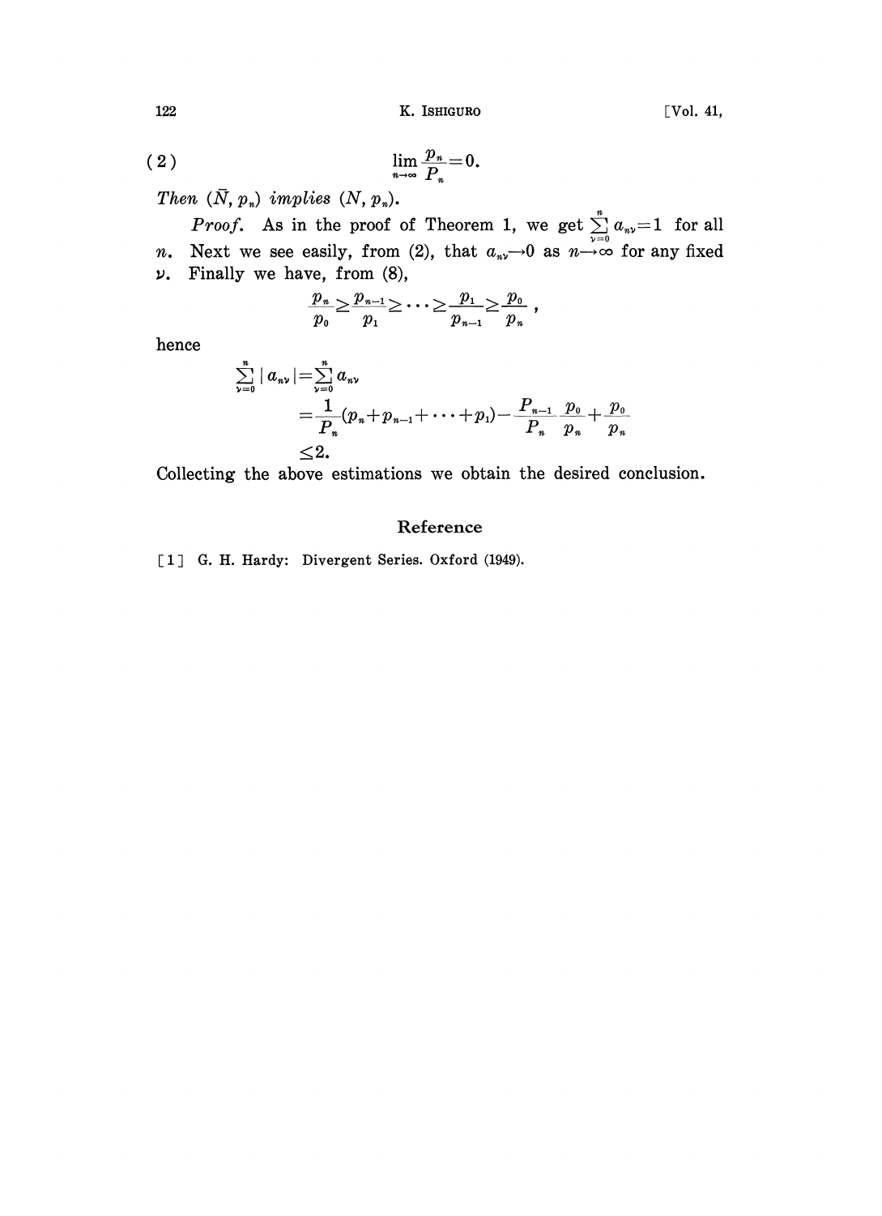$$\lim_{n\to\infty} \frac{p_n}{P_n} = 0. \tag{2}$$

*Then* $(\bar{N}, p_n)$ *implies* $(N, p_n)$.

*Proof.* As in the proof of Theorem 1, we get $\sum_{\nu=0}^{n} a_{n\nu} = 1$ for all $n$. Next we see easily, from (2), that $a_{n\nu} \to 0$ as $n \to \infty$ for any fixed $\nu$. Finally we have, from (8),

$$\frac{p_n}{p_0} \geq \frac{p_{n-1}}{p_1} \geq \cdots \geq \frac{p_1}{p_{n-1}} \geq \frac{p_0}{p_n},$$

hence

$$\begin{aligned}
\sum_{\nu=0}^{n} |a_{n\nu}| &= \sum_{\nu=0}^{n} a_{n\nu} \\
&= \frac{1}{P_n}(p_n + p_{n-1} + \cdots + p_1) - \frac{P_{n-1}}{P_n}\frac{p_0}{p_n} + \frac{p_0}{p_n} \\
&\leq 2.
\end{aligned}$$

Collecting the above estimations we obtain the desired conclusion.

## Reference

[1] G. H. Hardy: Divergent Series. Oxford (1949).